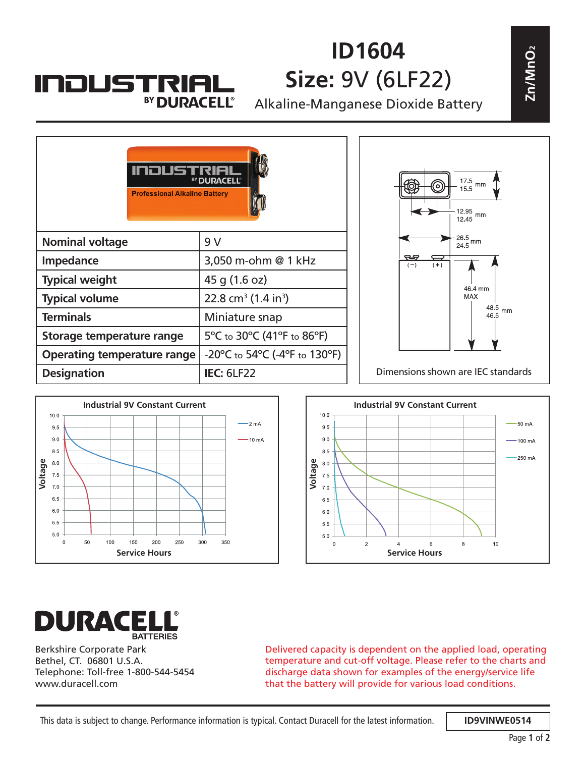# ID1604

## Size: 9V (6LF22)

Alkaline-Manganese Dioxide Battery

$Zn/MnO_2$

INDUSTRIAL BY DURACELL

| Nominal voltage | 9 V |
|---|---|
| Impedance | 3,050 m-ohm @ 1 kHz |
| Typical weight | 45 g (1.6 oz) |
| Typical volume | 22.8 cm³ (1.4 in³) |
| Terminals | Miniature snap |
| Storage temperature range | 5°C to 30°C (41°F to 86°F) |
| Operating temperature range | -20°C to 54°C (-4°F to 130°F) |
| Designation | **IEC:** 6LF22 |

Dimensions: 17.5 / 15.5 mm; 12.95 / 12.45 mm; 26.5 / 24.5 mm; 46.4 mm MAX; 48.5 / 46.5 mm

Dimensions shown are IEC standards

**Industrial 9V Constant Current** (Voltage vs. Service Hours; 2 mA, 10 mA)

**Industrial 9V Constant Current** (Voltage vs. Service Hours; 50 mA, 100 mA, 250 mA)

**DURACELL BATTERIES**

Berkshire Corporate Park
Bethel, CT. 06801 U.S.A.
Telephone: Toll-free 1-800-544-5454
www.duracell.com

Delivered capacity is dependent on the applied load, operating temperature and cut-off voltage. Please refer to the charts and discharge data shown for examples of the energy/service life that the battery will provide for various load conditions.

This data is subject to change. Performance information is typical. Contact Duracell for the latest information.

ID9VINWE0514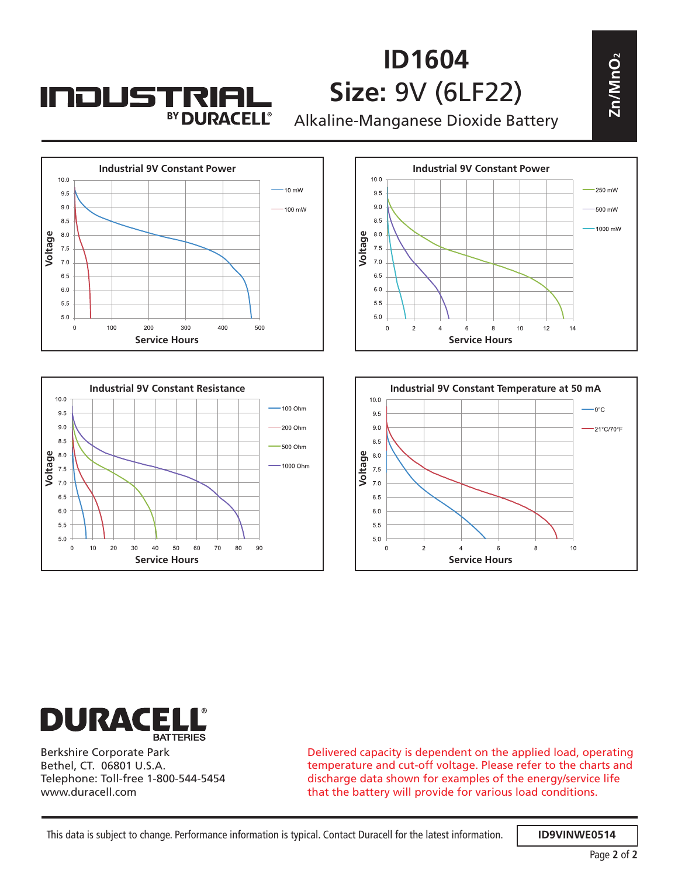# ID1604

## Size: 9V (6LF22)

Alkaline-Manganese Dioxide Battery

$Zn/MnO_2$

INDUSTRIAL BY DURACELL®

**Industrial 9V Constant Power**

Voltage: 10.0, 9.5, 9.0, 8.5, 8.0, 7.5, 7.0, 6.5, 6.0, 5.5, 5.0

Service Hours: 0, 100, 200, 300, 400, 500

10 mW
100 mW

**Industrial 9V Constant Power**

Voltage: 10.0, 9.5, 9.0, 8.5, 8.0, 7.5, 7.0, 6.5, 6.0, 5.5, 5.0

Service Hours: 0, 2, 4, 6, 8, 10, 12, 14

250 mW
500 mW
1000 mW

**Industrial 9V Constant Resistance**

Voltage: 10.0, 9.5, 9.0, 8.5, 8.0, 7.5, 7.0, 6.5, 6.0, 5.5, 5.0

Service Hours: 0, 10, 20, 30, 40, 50, 60, 70, 80, 90

100 Ohm
200 Ohm
500 Ohm
1000 Ohm

**Industrial 9V Constant Temperature at 50 mA**

Voltage: 10.0, 9.5, 9.0, 8.5, 8.0, 7.5, 7.0, 6.5, 6.0, 5.5, 5.0

Service Hours: 0, 2, 4, 6, 8, 10

0°C
21°C/70°F

**DURACELL® BATTERIES**

Berkshire Corporate Park
Bethel, CT. 06801 U.S.A.
Telephone: Toll-free 1-800-544-5454
www.duracell.com

Delivered capacity is dependent on the applied load, operating temperature and cut-off voltage. Please refer to the charts and discharge data shown for examples of the energy/service life that the battery will provide for various load conditions.

This data is subject to change. Performance information is typical. Contact Duracell for the latest information.

**ID9VINWE0514**